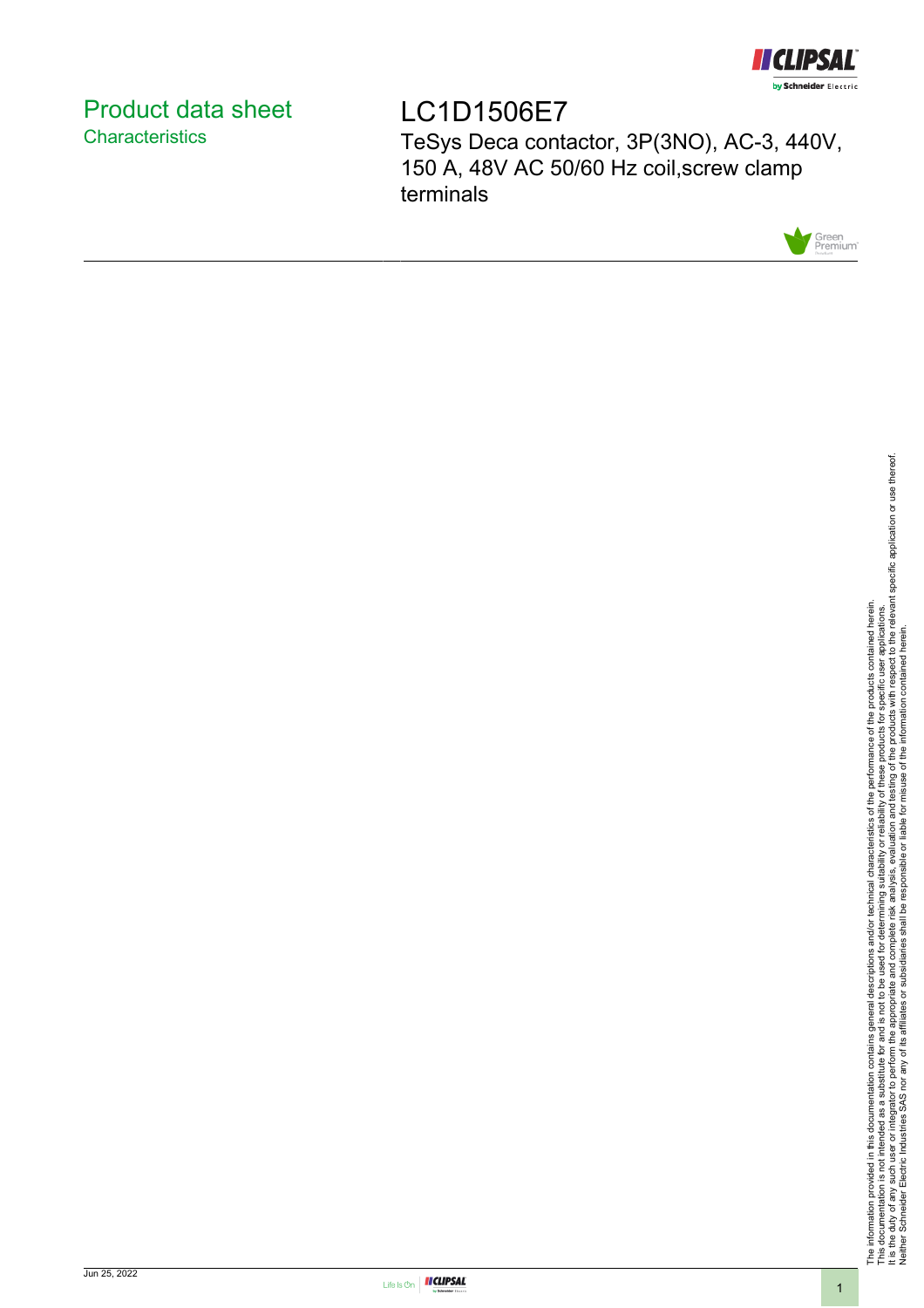# Product data sheet
## Characteristics

# LC1D1506E7

TeSys Deca contactor, 3P(3NO), AC-3, 440V, 150 A, 48V AC 50/60 Hz coil,screw clamp terminals

The information provided in this documentation contains general descriptions and/or technical characteristics of the performance of the products contained herein.
This documentation is not intended as a substitute for and is not to be used for determining suitability or reliability of these products for specific user applications.
It is the duty of any such user or integrator to perform the appropriate and complete risk analysis, evaluation and testing of the products with respect to the relevant specific application or use thereof.
Neither Schneider Electric Industries SAS nor any of its affiliates or subsidiaries shall be responsible or liable for misuse of the information contained herein.

Jun 25, 2022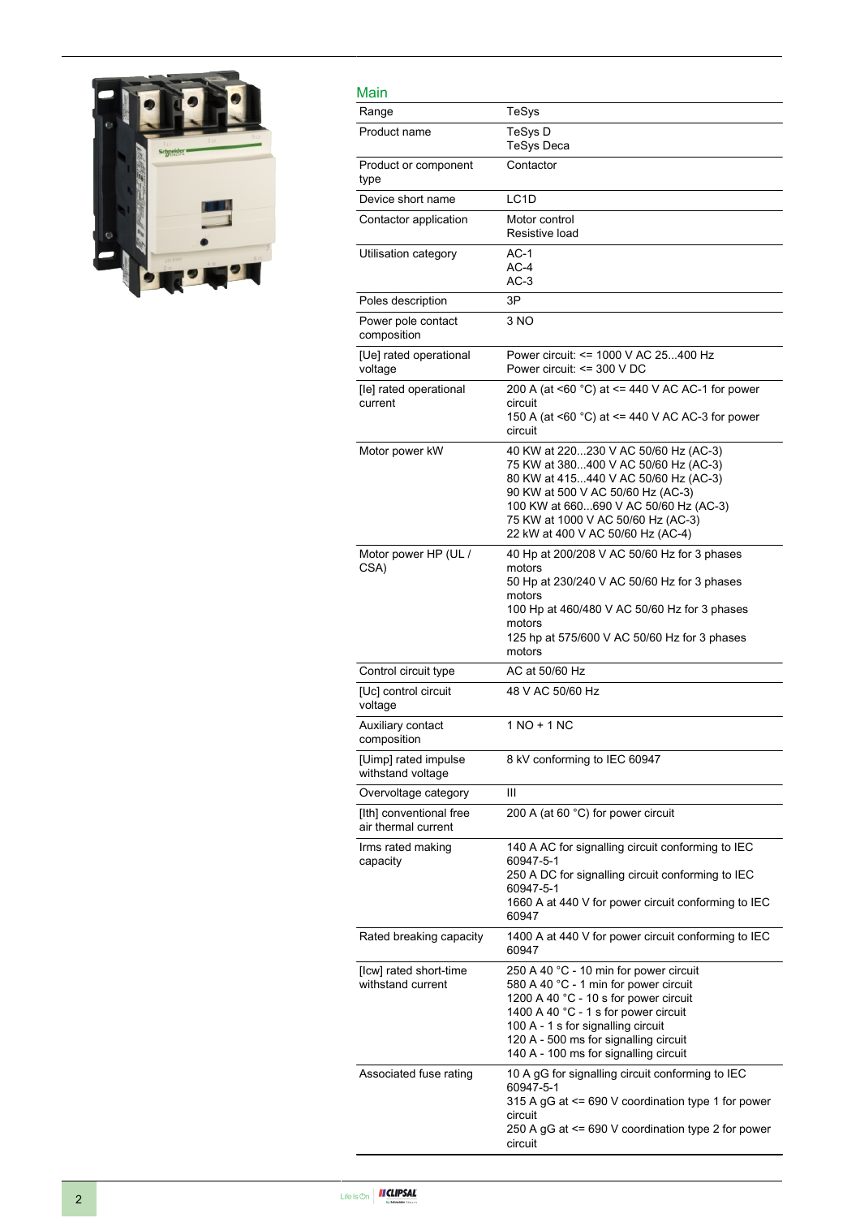## Main

| | |
|---|---|
| Range | TeSys |
| Product name | TeSys D<br>TeSys Deca |
| Product or component type | Contactor |
| Device short name | LC1D |
| Contactor application | Motor control<br>Resistive load |
| Utilisation category | AC-1<br>AC-4<br>AC-3 |
| Poles description | 3P |
| Power pole contact composition | 3 NO |
| [Ue] rated operational voltage | Power circuit: <= 1000 V AC 25...400 Hz<br>Power circuit: <= 300 V DC |
| [Ie] rated operational current | 200 A (at <60 °C) at <= 440 V AC AC-1 for power circuit<br>150 A (at <60 °C) at <= 440 V AC AC-3 for power circuit |
| Motor power kW | 40 KW at 220...230 V AC 50/60 Hz (AC-3)<br>75 KW at 380...400 V AC 50/60 Hz (AC-3)<br>80 KW at 415...440 V AC 50/60 Hz (AC-3)<br>90 KW at 500 V AC 50/60 Hz (AC-3)<br>100 KW at 660...690 V AC 50/60 Hz (AC-3)<br>75 KW at 1000 V AC 50/60 Hz (AC-3)<br>22 kW at 400 V AC 50/60 Hz (AC-4) |
| Motor power HP (UL / CSA) | 40 Hp at 200/208 V AC 50/60 Hz for 3 phases motors<br>50 Hp at 230/240 V AC 50/60 Hz for 3 phases motors<br>100 Hp at 460/480 V AC 50/60 Hz for 3 phases motors<br>125 hp at 575/600 V AC 50/60 Hz for 3 phases motors |
| Control circuit type | AC at 50/60 Hz |
| [Uc] control circuit voltage | 48 V AC 50/60 Hz |
| Auxiliary contact composition | 1 NO + 1 NC |
| [Uimp] rated impulse withstand voltage | 8 kV conforming to IEC 60947 |
| Overvoltage category | III |
| [Ith] conventional free air thermal current | 200 A (at 60 °C) for power circuit |
| Irms rated making capacity | 140 A AC for signalling circuit conforming to IEC 60947-5-1<br>250 A DC for signalling circuit conforming to IEC 60947-5-1<br>1660 A at 440 V for power circuit conforming to IEC 60947 |
| Rated breaking capacity | 1400 A at 440 V for power circuit conforming to IEC 60947 |
| [Icw] rated short-time withstand current | 250 A 40 °C - 10 min for power circuit<br>580 A 40 °C - 1 min for power circuit<br>1200 A 40 °C - 10 s for power circuit<br>1400 A 40 °C - 1 s for power circuit<br>100 A - 1 s for signalling circuit<br>120 A - 500 ms for signalling circuit<br>140 A - 100 ms for signalling circuit |
| Associated fuse rating | 10 A gG for signalling circuit conforming to IEC 60947-5-1<br>315 A gG at <= 690 V coordination type 1 for power circuit<br>250 A gG at <= 690 V coordination type 2 for power circuit |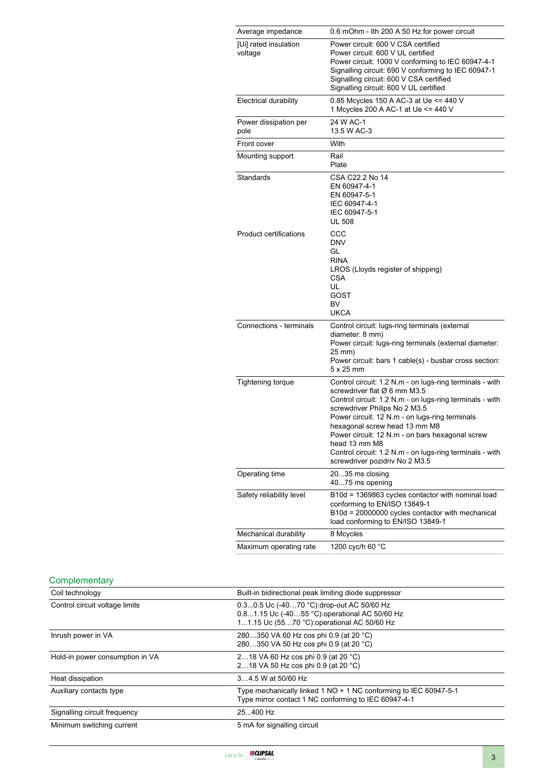| | |
|---|---|
| Average impedance | 0.6 mOhm - Ith 200 A 50 Hz for power circuit |
| [Ui] rated insulation voltage | Power circuit: 600 V CSA certified<br>Power circuit: 600 V UL certified<br>Power circuit: 1000 V conforming to IEC 60947-4-1<br>Signalling circuit: 690 V conforming to IEC 60947-1<br>Signalling circuit: 600 V CSA certified<br>Signalling circuit: 600 V UL certified |
| Electrical durability | 0.85 Mcycles 150 A AC-3 at Ue <= 440 V<br>1 Mcycles 200 A AC-1 at Ue <= 440 V |
| Power dissipation per pole | 24 W AC-1<br>13.5 W AC-3 |
| Front cover | With |
| Mounting support | Rail<br>Plate |
| Standards | CSA C22.2 No 14<br>EN 60947-4-1<br>EN 60947-5-1<br>IEC 60947-4-1<br>IEC 60947-5-1<br>UL 508 |
| Product certifications | CCC<br>DNV<br>GL<br>RINA<br>LROS (Lloyds register of shipping)<br>CSA<br>UL<br>GOST<br>BV<br>UKCA |
| Connections - terminals | Control circuit: lugs-ring terminals (external diameter: 8 mm)<br>Power circuit: lugs-ring terminals (external diameter: 25 mm)<br>Power circuit: bars 1 cable(s) - busbar cross section: 5 x 25 mm |
| Tightening torque | Control circuit: 1.2 N.m - on lugs-ring terminals - with screwdriver flat Ø 6 mm M3.5<br>Control circuit: 1.2 N.m - on lugs-ring terminals - with screwdriver Philips No 2 M3.5<br>Power circuit: 12 N.m - on lugs-ring terminals hexagonal screw head 13 mm M8<br>Power circuit: 12 N.m - on bars hexagonal screw head 13 mm M8<br>Control circuit: 1.2 N.m - on lugs-ring terminals - with screwdriver pozidriv No 2 M3.5 |
| Operating time | 20...35 ms closing<br>40...75 ms opening |
| Safety reliability level | B10d = 1369863 cycles contactor with nominal load conforming to EN/ISO 13849-1<br>B10d = 20000000 cycles contactor with mechanical load conforming to EN/ISO 13849-1 |
| Mechanical durability | 8 Mcycles |
| Maximum operating rate | 1200 cyc/h 60 °C |

## Complementary

| | |
|---|---|
| Coil technology | Built-in bidirectional peak limiting diode suppressor |
| Control circuit voltage limits | 0.3...0.5 Uc (-40…70 °C):drop-out AC 50/60 Hz<br>0.8...1.15 Uc (-40…55 °C):operational AC 50/60 Hz<br>1...1.15 Uc (55…70 °C):operational AC 50/60 Hz |
| Inrush power in VA | 280…350 VA 60 Hz cos phi 0.9 (at 20 °C)<br>280…350 VA 50 Hz cos phi 0.9 (at 20 °C) |
| Hold-in power consumption in VA | 2…18 VA 60 Hz cos phi 0.9 (at 20 °C)<br>2…18 VA 50 Hz cos phi 0.9 (at 20 °C) |
| Heat dissipation | 3…4.5 W at 50/60 Hz |
| Auxiliary contacts type | Type mechanically linked 1 NO + 1 NC conforming to IEC 60947-5-1<br>Type mirror contact 1 NC conforming to IEC 60947-4-1 |
| Signalling circuit frequency | 25...400 Hz |
| Minimum switching current | 5 mA for signalling circuit |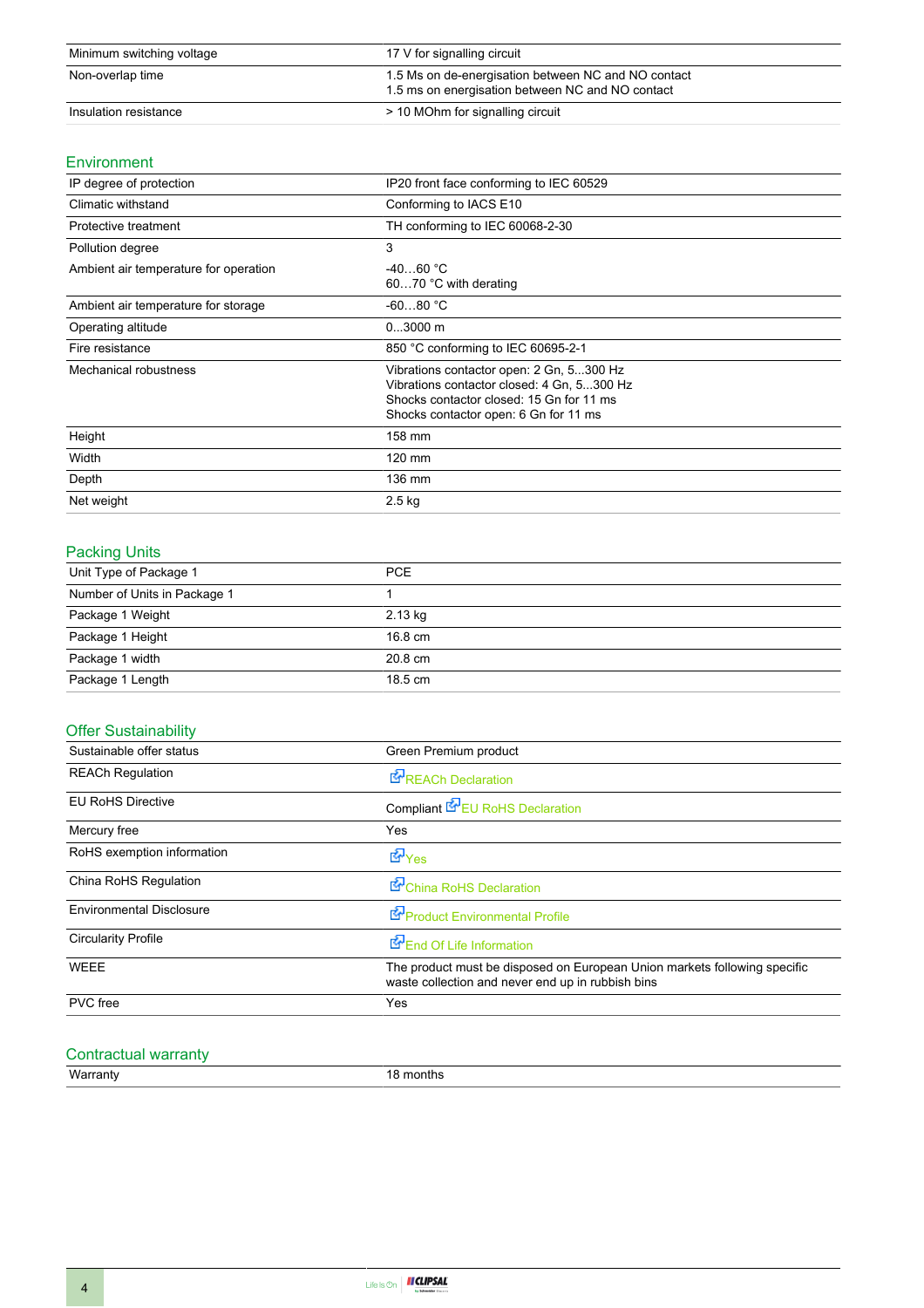| | |
|---|---|
| Minimum switching voltage | 17 V for signalling circuit |
| Non-overlap time | 1.5 Ms on de-energisation between NC and NO contact<br>1.5 ms on energisation between NC and NO contact |
| Insulation resistance | > 10 MOhm for signalling circuit |

## Environment

| | |
|---|---|
| IP degree of protection | IP20 front face conforming to IEC 60529 |
| Climatic withstand | Conforming to IACS E10 |
| Protective treatment | TH conforming to IEC 60068-2-30 |
| Pollution degree | 3 |
| Ambient air temperature for operation | -40…60 °C<br>60…70 °C with derating |
| Ambient air temperature for storage | -60…80 °C |
| Operating altitude | 0...3000 m |
| Fire resistance | 850 °C conforming to IEC 60695-2-1 |
| Mechanical robustness | Vibrations contactor open: 2 Gn, 5...300 Hz<br>Vibrations contactor closed: 4 Gn, 5...300 Hz<br>Shocks contactor closed: 15 Gn for 11 ms<br>Shocks contactor open: 6 Gn for 11 ms |
| Height | 158 mm |
| Width | 120 mm |
| Depth | 136 mm |
| Net weight | 2.5 kg |

## Packing Units

| | |
|---|---|
| Unit Type of Package 1 | PCE |
| Number of Units in Package 1 | 1 |
| Package 1 Weight | 2.13 kg |
| Package 1 Height | 16.8 cm |
| Package 1 width | 20.8 cm |
| Package 1 Length | 18.5 cm |

## Offer Sustainability

| | |
|---|---|
| Sustainable offer status | Green Premium product |
| REACh Regulation | REACh Declaration |
| EU RoHS Directive | Compliant EU RoHS Declaration |
| Mercury free | Yes |
| RoHS exemption information | Yes |
| China RoHS Regulation | China RoHS Declaration |
| Environmental Disclosure | Product Environmental Profile |
| Circularity Profile | End Of Life Information |
| WEEE | The product must be disposed on European Union markets following specific waste collection and never end up in rubbish bins |
| PVC free | Yes |

## Contractual warranty

| | |
|---|---|
| Warranty | 18 months |